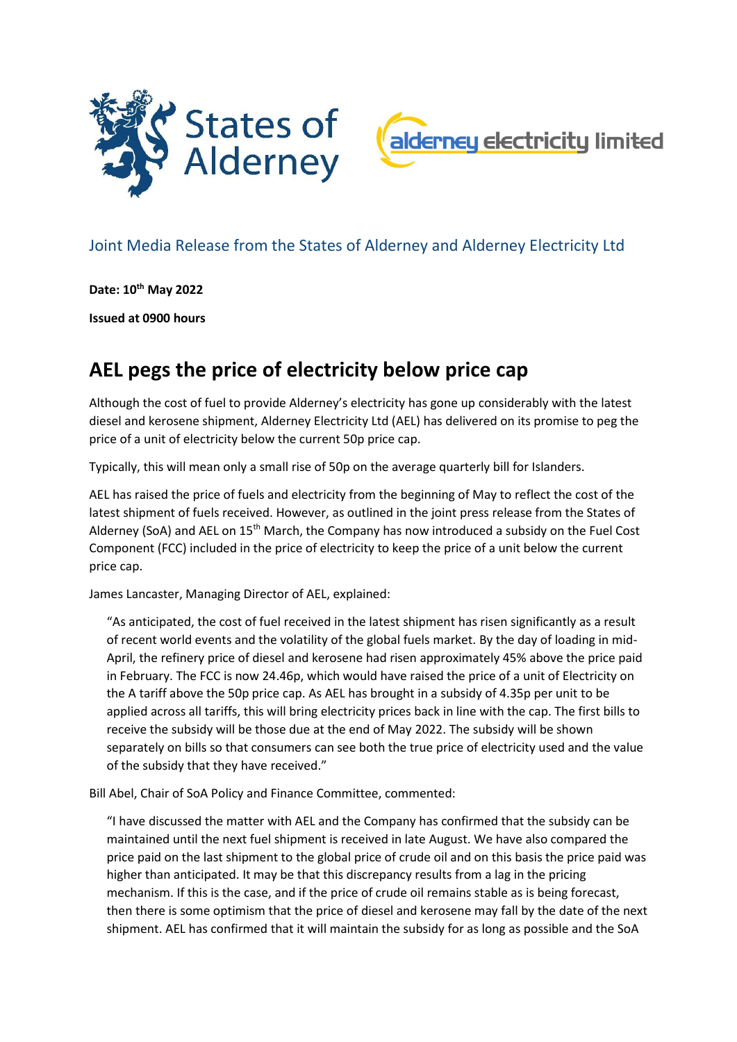Joint Media Release from the States of Alderney and Alderney Electricity Ltd

**Date: 10th May 2022**

**Issued at 0900 hours**

# AEL pegs the price of electricity below price cap

Although the cost of fuel to provide Alderney's electricity has gone up considerably with the latest diesel and kerosene shipment, Alderney Electricity Ltd (AEL) has delivered on its promise to peg the price of a unit of electricity below the current 50p price cap.

Typically, this will mean only a small rise of 50p on the average quarterly bill for Islanders.

AEL has raised the price of fuels and electricity from the beginning of May to reflect the cost of the latest shipment of fuels received. However, as outlined in the joint press release from the States of Alderney (SoA) and AEL on 15th March, the Company has now introduced a subsidy on the Fuel Cost Component (FCC) included in the price of electricity to keep the price of a unit below the current price cap.

James Lancaster, Managing Director of AEL, explained:

> "As anticipated, the cost of fuel received in the latest shipment has risen significantly as a result of recent world events and the volatility of the global fuels market. By the day of loading in mid-April, the refinery price of diesel and kerosene had risen approximately 45% above the price paid in February. The FCC is now 24.46p, which would have raised the price of a unit of Electricity on the A tariff above the 50p price cap. As AEL has brought in a subsidy of 4.35p per unit to be applied across all tariffs, this will bring electricity prices back in line with the cap. The first bills to receive the subsidy will be those due at the end of May 2022. The subsidy will be shown separately on bills so that consumers can see both the true price of electricity used and the value of the subsidy that they have received."

Bill Abel, Chair of SoA Policy and Finance Committee, commented:

> "I have discussed the matter with AEL and the Company has confirmed that the subsidy can be maintained until the next fuel shipment is received in late August. We have also compared the price paid on the last shipment to the global price of crude oil and on this basis the price paid was higher than anticipated. It may be that this discrepancy results from a lag in the pricing mechanism. If this is the case, and if the price of crude oil remains stable as is being forecast, then there is some optimism that the price of diesel and kerosene may fall by the date of the next shipment. AEL has confirmed that it will maintain the subsidy for as long as possible and the SoA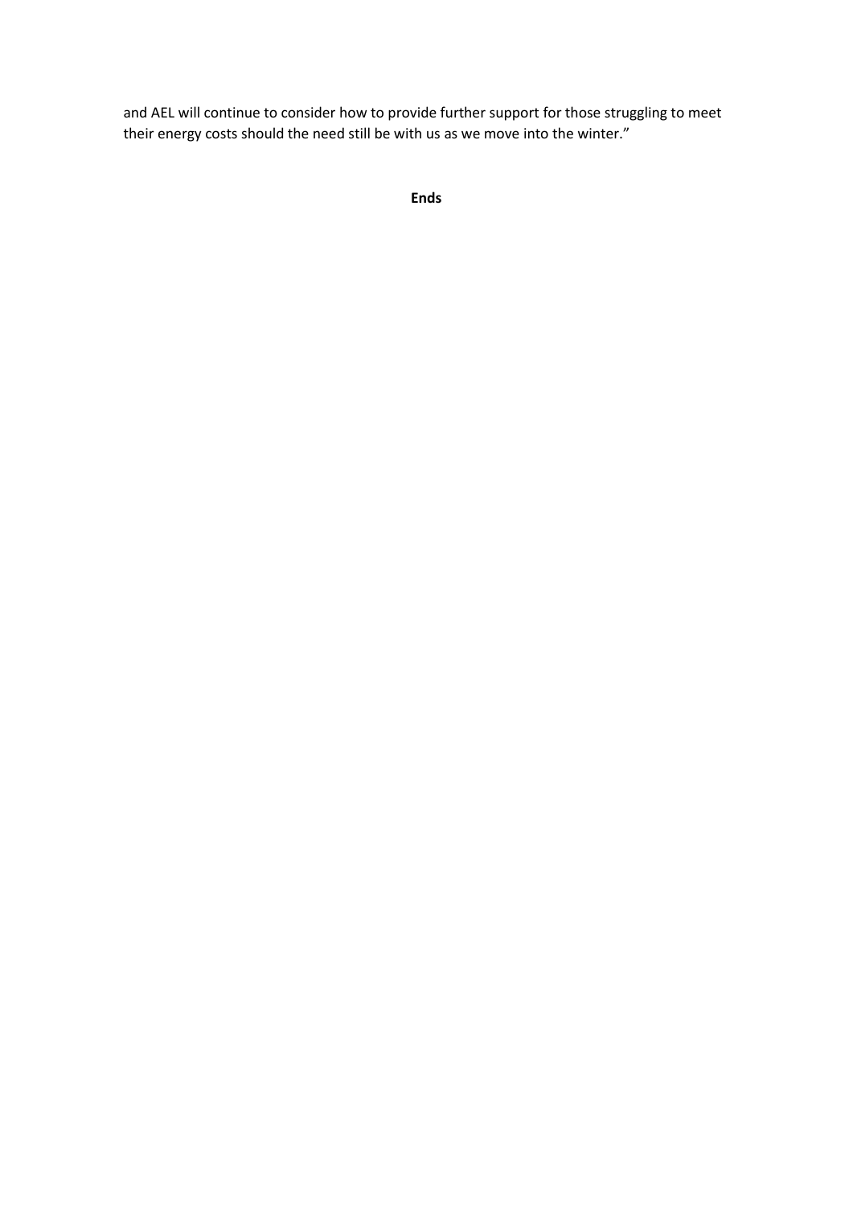and AEL will continue to consider how to provide further support for those struggling to meet their energy costs should the need still be with us as we move into the winter."

**Ends**